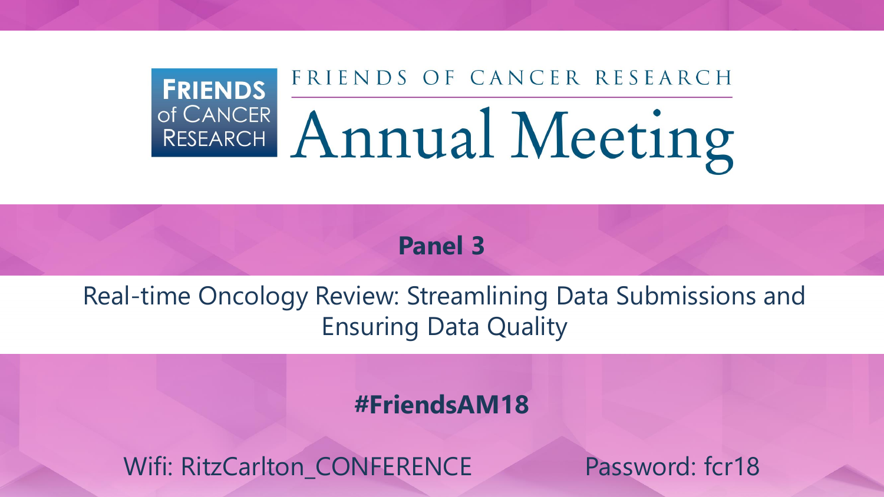FRIENDS of CANCER RESEARCH

FRIENDS OF CANCER RESEARCH

# Annual Meeting

## Panel 3

Real-time Oncology Review: Streamlining Data Submissions and Ensuring Data Quality

**#FriendsAM18**

Wifi: RitzCarlton_CONFERENCE Password: fcr18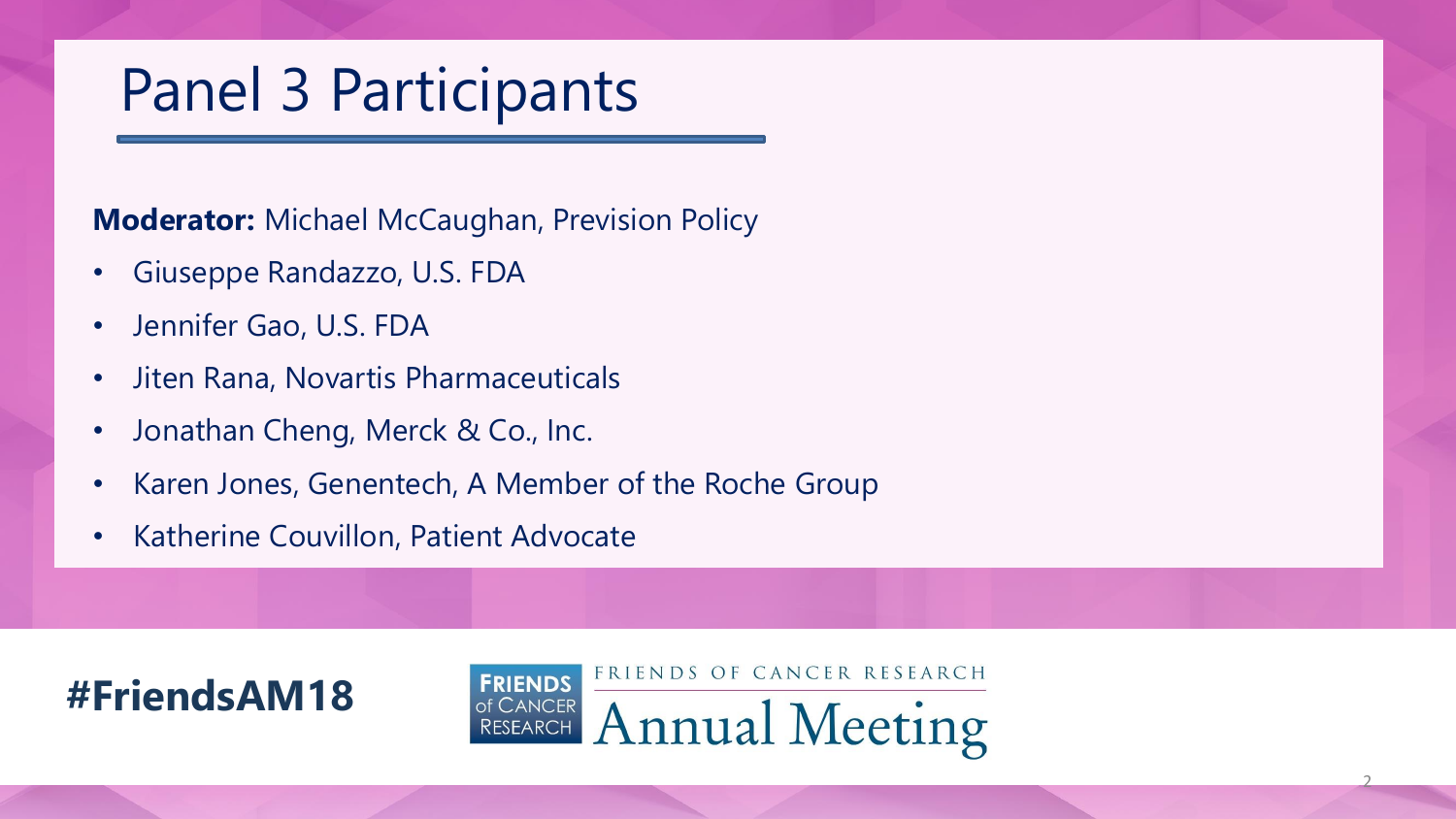# Panel 3 Participants

**Moderator:** Michael McCaughan, Prevision Policy

- Giuseppe Randazzo, U.S. FDA
- Jennifer Gao, U.S. FDA
- Jiten Rana, Novartis Pharmaceuticals
- Jonathan Cheng, Merck & Co., Inc.
- Karen Jones, Genentech, A Member of the Roche Group
- Katherine Couvillon, Patient Advocate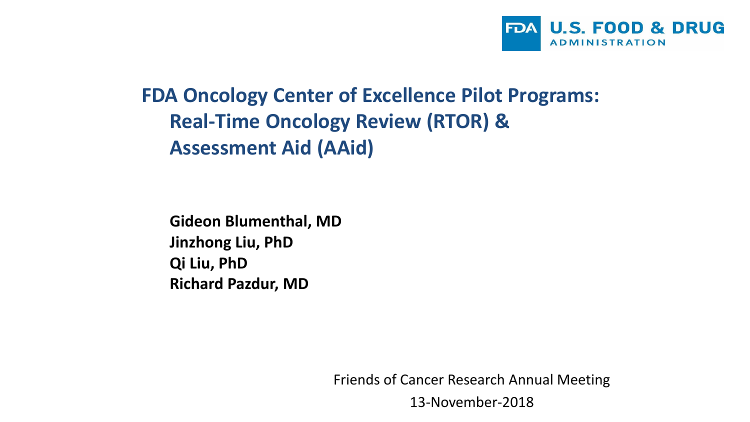# FDA Oncology Center of Excellence Pilot Programs: Real-Time Oncology Review (RTOR) & Assessment Aid (AAid)

**Gideon Blumenthal, MD**
**Jinzhong Liu, PhD**
**Qi Liu, PhD**
**Richard Pazdur, MD**

Friends of Cancer Research Annual Meeting

13-November-2018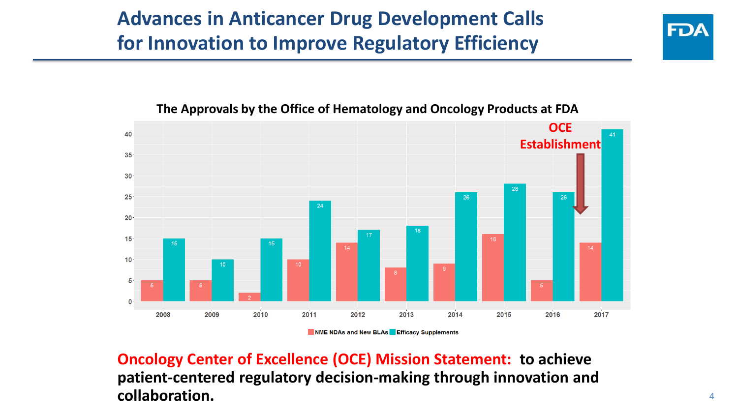# Advances in Anticancer Drug Development Calls for Innovation to Improve Regulatory Efficiency

**The Approvals by the Office of Hematology and Oncology Products at FDA**

| Year | NME NDAs and New BLAs | Efficacy Supplements |
|---|---|---|
| 2008 | 5 | 15 |
| 2009 | 5 | 10 |
| 2010 | 2 | 15 |
| 2011 | 10 | 24 |
| 2012 | 14 | 17 |
| 2013 | 8 | 18 |
| 2014 | 9 | 26 |
| 2015 | 16 | 28 |
| 2016 | 5 | 26 |
| 2017 | 14 | 41 |

OCE Establishment (between 2016 and 2017)

**Oncology Center of Excellence (OCE) Mission Statement: to achieve patient-centered regulatory decision-making through innovation and collaboration.**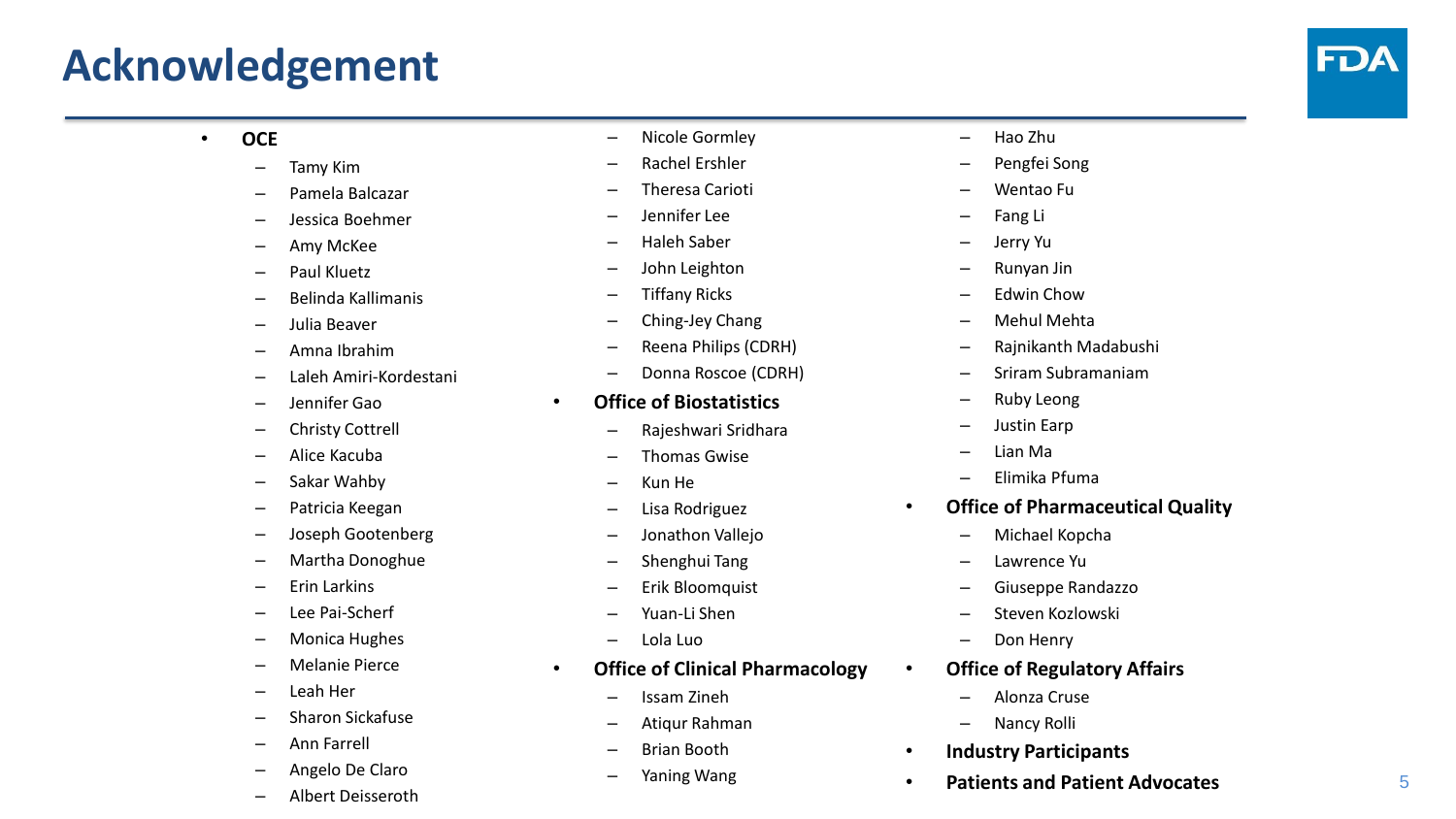# Acknowledgement

- **OCE**
  - Tamy Kim
  - Pamela Balcazar
  - Jessica Boehmer
  - Amy McKee
  - Paul Kluetz
  - Belinda Kallimanis
  - Julia Beaver
  - Amna Ibrahim
  - Laleh Amiri-Kordestani
  - Jennifer Gao
  - Christy Cottrell
  - Alice Kacuba
  - Sakar Wahby
  - Patricia Keegan
  - Joseph Gootenberg
  - Martha Donoghue
  - Erin Larkins
  - Lee Pai-Scherf
  - Monica Hughes
  - Melanie Pierce
  - Leah Her
  - Sharon Sickafuse
  - Ann Farrell
  - Angelo De Claro
  - Albert Deisseroth
  - Nicole Gormley
  - Rachel Ershler
  - Theresa Carioti
  - Jennifer Lee
  - Haleh Saber
  - John Leighton
  - Tiffany Ricks
  - Ching-Jey Chang
  - Reena Philips (CDRH)
  - Donna Roscoe (CDRH)
- **Office of Biostatistics**
  - Rajeshwari Sridhara
  - Thomas Gwise
  - Kun He
  - Lisa Rodriguez
  - Jonathon Vallejo
  - Shenghui Tang
  - Erik Bloomquist
  - Yuan-Li Shen
  - Lola Luo
- **Office of Clinical Pharmacology**
  - Issam Zineh
  - Atiqur Rahman
  - Brian Booth
  - Yaning Wang
  - Hao Zhu
  - Pengfei Song
  - Wentao Fu
  - Fang Li
  - Jerry Yu
  - Runyan Jin
  - Edwin Chow
  - Mehul Mehta
  - Rajnikanth Madabushi
  - Sriram Subramaniam
  - Ruby Leong
  - Justin Earp
  - Lian Ma
  - Elimika Pfuma
- **Office of Pharmaceutical Quality**
  - Michael Kopcha
  - Lawrence Yu
  - Giuseppe Randazzo
  - Steven Kozlowski
  - Don Henry
- **Office of Regulatory Affairs**
  - Alonza Cruse
  - Nancy Rolli
- **Industry Participants**
- **Patients and Patient Advocates**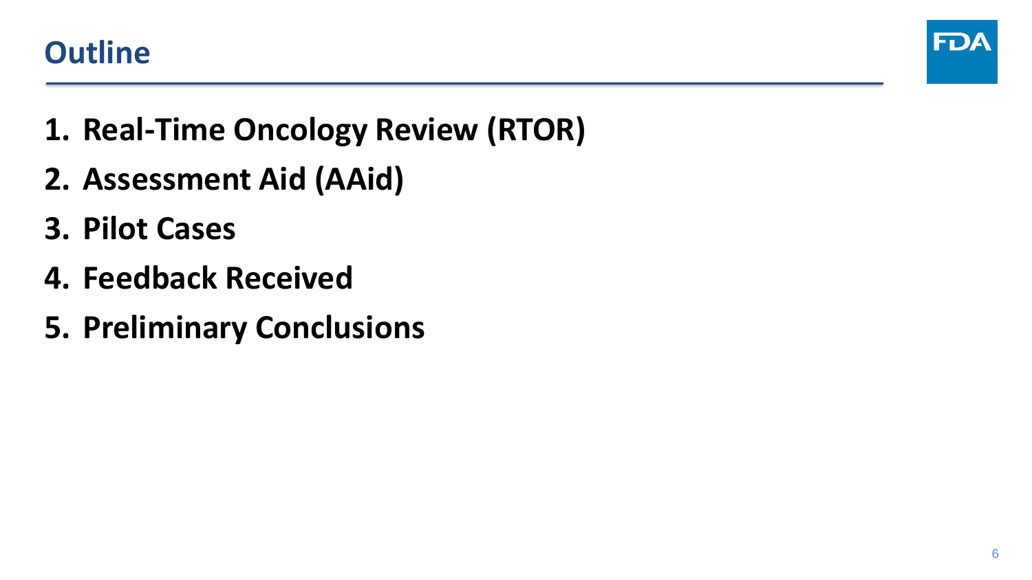# Outline

1. **Real-Time Oncology Review (RTOR)**
2. **Assessment Aid (AAid)**
3. **Pilot Cases**
4. **Feedback Received**
5. **Preliminary Conclusions**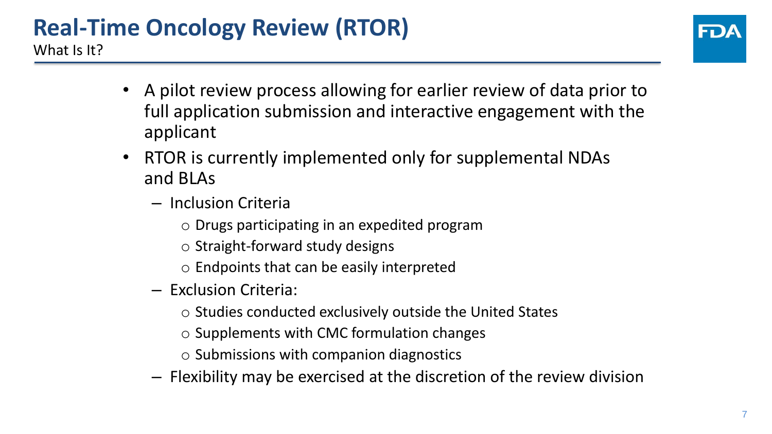# Real-Time Oncology Review (RTOR)

What Is It?

- A pilot review process allowing for earlier review of data prior to full application submission and interactive engagement with the applicant
- RTOR is currently implemented only for supplemental NDAs and BLAs
  - Inclusion Criteria
    - Drugs participating in an expedited program
    - Straight-forward study designs
    - Endpoints that can be easily interpreted
  - Exclusion Criteria:
    - Studies conducted exclusively outside the United States
    - Supplements with CMC formulation changes
    - Submissions with companion diagnostics
  - Flexibility may be exercised at the discretion of the review division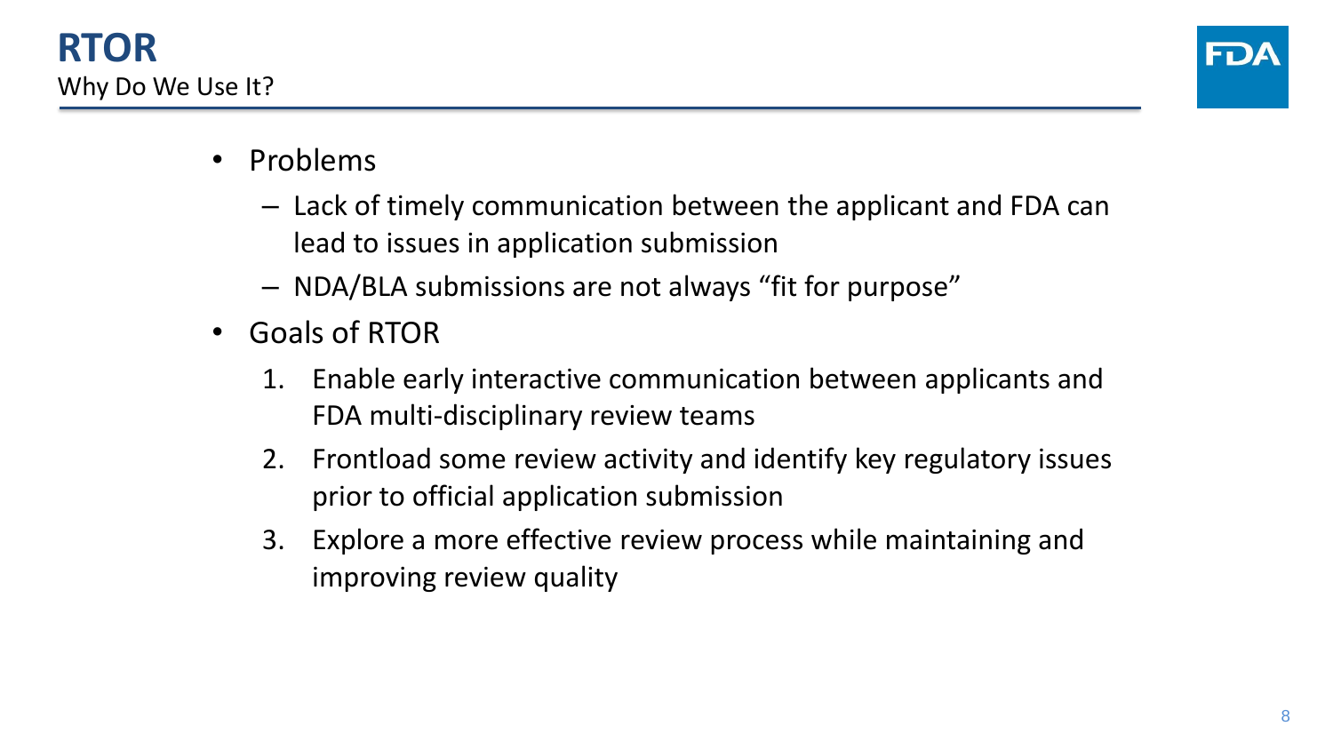# RTOR

## Why Do We Use It?

- Problems
  - Lack of timely communication between the applicant and FDA can lead to issues in application submission
  - NDA/BLA submissions are not always “fit for purpose”
- Goals of RTOR
  1. Enable early interactive communication between applicants and FDA multi-disciplinary review teams
  2. Frontload some review activity and identify key regulatory issues prior to official application submission
  3. Explore a more effective review process while maintaining and improving review quality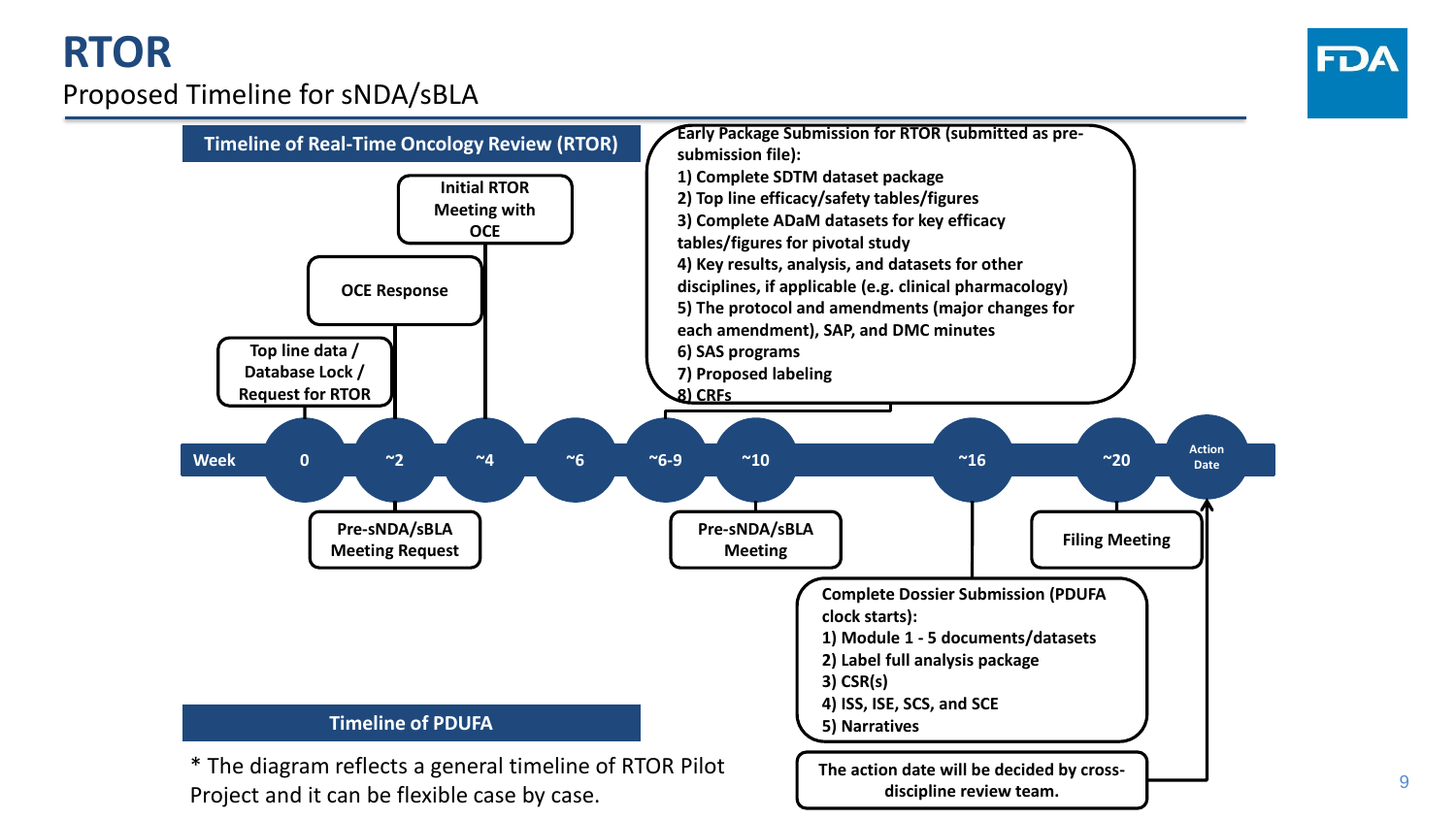# RTOR

## Proposed Timeline for sNDA/sBLA

**Timeline of Real-Time Oncology Review (RTOR)**

| Week | 0 | ~2 | ~4 | ~6 | ~6-9 | ~10 | ~16 | ~20 | Action Date |
|---|---|---|---|---|---|---|---|---|---|
| Above timeline | Top line data / Database Lock / Request for RTOR | OCE Response | Initial RTOR Meeting with OCE | | Early Package Submission for RTOR | | | | |
| Below timeline | | Pre-sNDA/sBLA Meeting Request | | | | Pre-sNDA/sBLA Meeting | Complete Dossier Submission (PDUFA clock starts) | Filing Meeting | The action date will be decided by cross-discipline review team. |

**Early Package Submission for RTOR (submitted as pre-submission file):**

1) Complete SDTM dataset package
2) Top line efficacy/safety tables/figures
3) Complete ADaM datasets for key efficacy tables/figures for pivotal study
4) Key results, analysis, and datasets for other disciplines, if applicable (e.g. clinical pharmacology)
5) The protocol and amendments (major changes for each amendment), SAP, and DMC minutes
6) SAS programs
7) Proposed labeling
8) CRFs

**Complete Dossier Submission (PDUFA clock starts):**

1) Module 1 - 5 documents/datasets
2) Label full analysis package
3) CSR(s)
4) ISS, ISE, SCS, and SCE
5) Narratives

**The action date will be decided by cross-discipline review team.**

**Timeline of PDUFA**

\* The diagram reflects a general timeline of RTOR Pilot Project and it can be flexible case by case.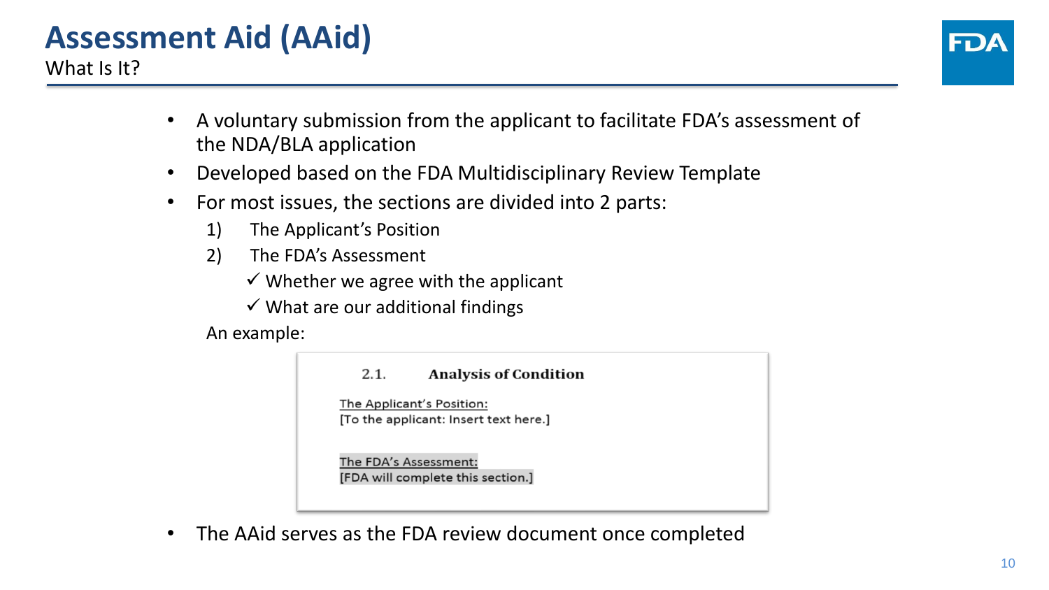# Assessment Aid (AAid)

What Is It?

- A voluntary submission from the applicant to facilitate FDA's assessment of the NDA/BLA application
- Developed based on the FDA Multidisciplinary Review Template
- For most issues, the sections are divided into 2 parts:
  1) The Applicant's Position
  2) The FDA's Assessment
     - ✓ Whether we agree with the applicant
     - ✓ What are our additional findings

  An example:

  > 2.1. **Analysis of Condition**
  >
  > The Applicant's Position:
  > [To the applicant: Insert text here.]
  >
  > The FDA's Assessment:
  > [FDA will complete this section.]

- The AAid serves as the FDA review document once completed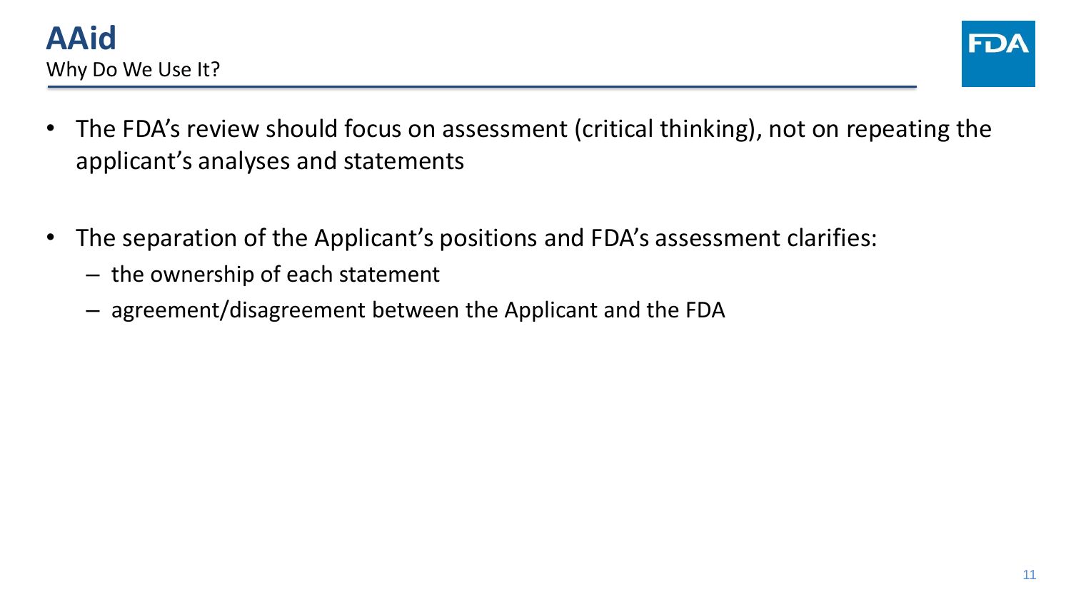# AAid

Why Do We Use It?

- The FDA's review should focus on assessment (critical thinking), not on repeating the applicant's analyses and statements
- The separation of the Applicant's positions and FDA's assessment clarifies:
  - the ownership of each statement
  - agreement/disagreement between the Applicant and the FDA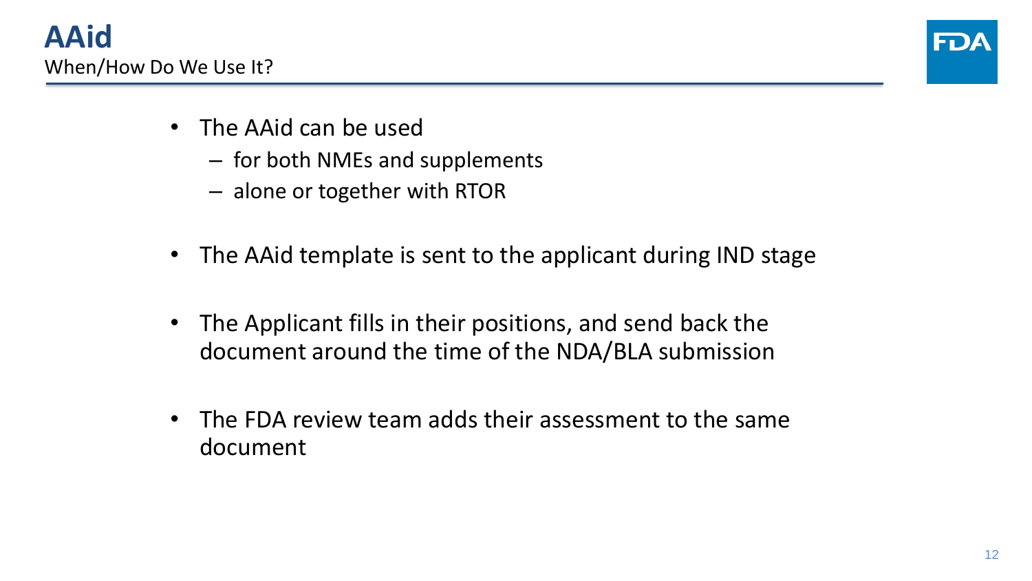# AAid

When/How Do We Use It?

- The AAid can be used
  - for both NMEs and supplements
  - alone or together with RTOR
- The AAid template is sent to the applicant during IND stage
- The Applicant fills in their positions, and send back the document around the time of the NDA/BLA submission
- The FDA review team adds their assessment to the same document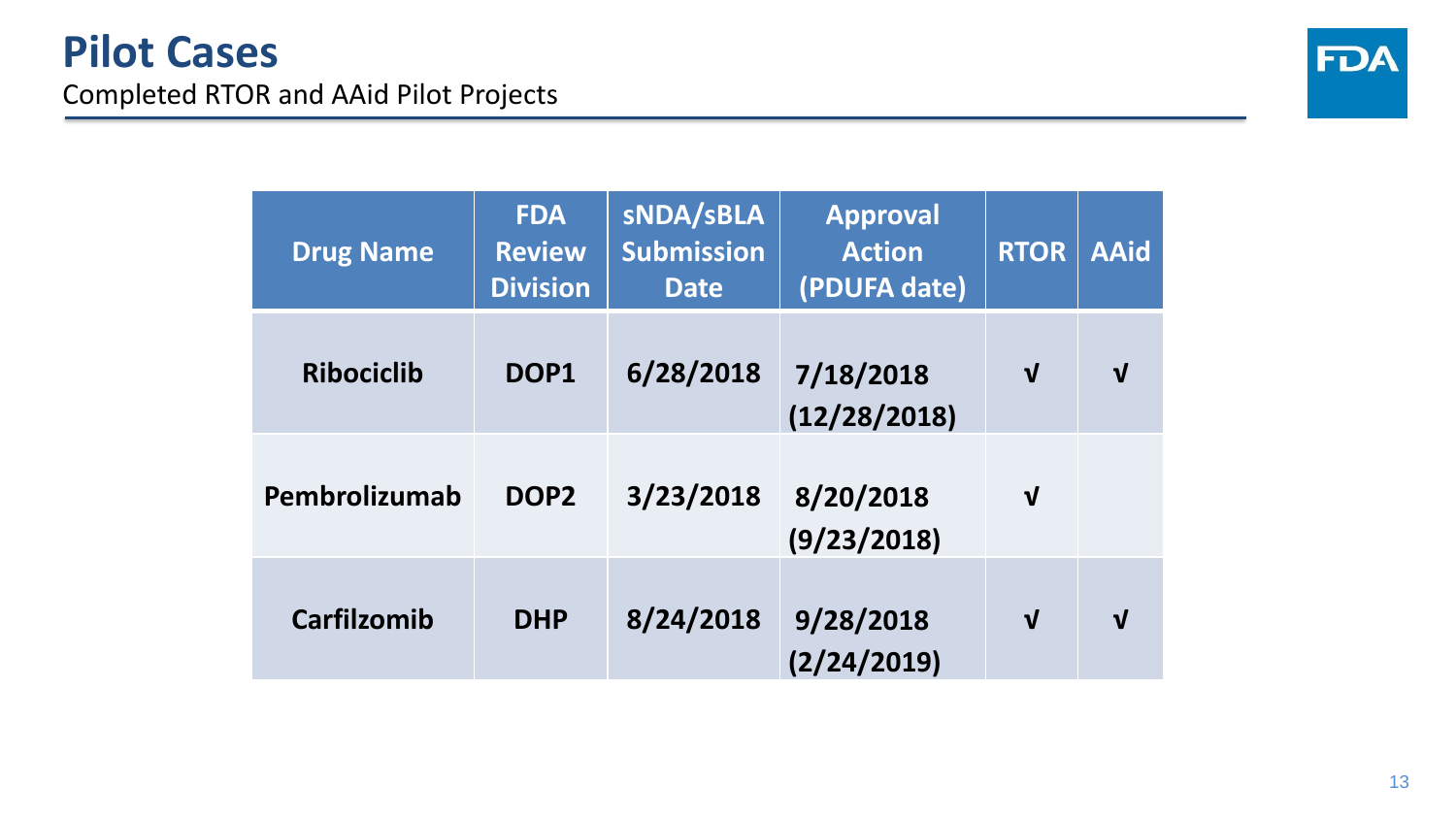# Pilot Cases

Completed RTOR and AAid Pilot Projects

| Drug Name | FDA Review Division | sNDA/sBLA Submission Date | Approval Action (PDUFA date) | RTOR | AAid |
|---|---|---|---|---|---|
| Ribociclib | DOP1 | 6/28/2018 | 7/18/2018 (12/28/2018) | √ | √ |
| Pembrolizumab | DOP2 | 3/23/2018 | 8/20/2018 (9/23/2018) | √ | |
| Carfilzomib | DHP | 8/24/2018 | 9/28/2018 (2/24/2019) | √ | √ |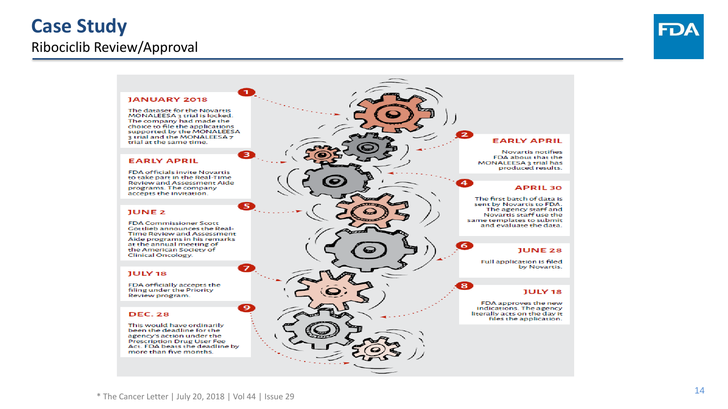# Case Study

## Ribociclib Review/Approval

**1 — JANUARY 2018**

The dataset for the Novartis MONALEESA 3 trial is locked. The company had made the choice to file the applications supported by the MONALEESA 3 trial and the MONALEESA 7 trial at the same time.

**2 — EARLY APRIL**

Novartis notifies FDA about that the MONALEESA 3 trial has produced results.

**3 — EARLY APRIL**

FDA officials invite Novartis to take part in the Real-Time Review and Assessment Aide programs. The company accepts the invitation.

**4 — APRIL 30**

The first batch of data is sent by Novartis to FDA. The agency staff and Novartis staff use the same templates to submit and evaluate the data.

**5 — JUNE 2**

FDA Commissioner Scott Gottlieb announces the Real-Time Review and Assessment Aide programs in his remarks at the annual meeting of the American Society of Clinical Oncology.

**6 — JUNE 28**

Full application is filed by Novartis.

**7 — JULY 18**

FDA officially accepts the filing under the Priority Review program.

**8 — JULY 18**

FDA approves the new indications. The agency literally acts on the day it files the application.

**9 — DEC. 28**

This would have ordinarily been the deadline for the agency's action under the Prescription Drug User Fee Act. FDA beats the deadline by more than five months.

\* The Cancer Letter | July 20, 2018 | Vol 44 | Issue 29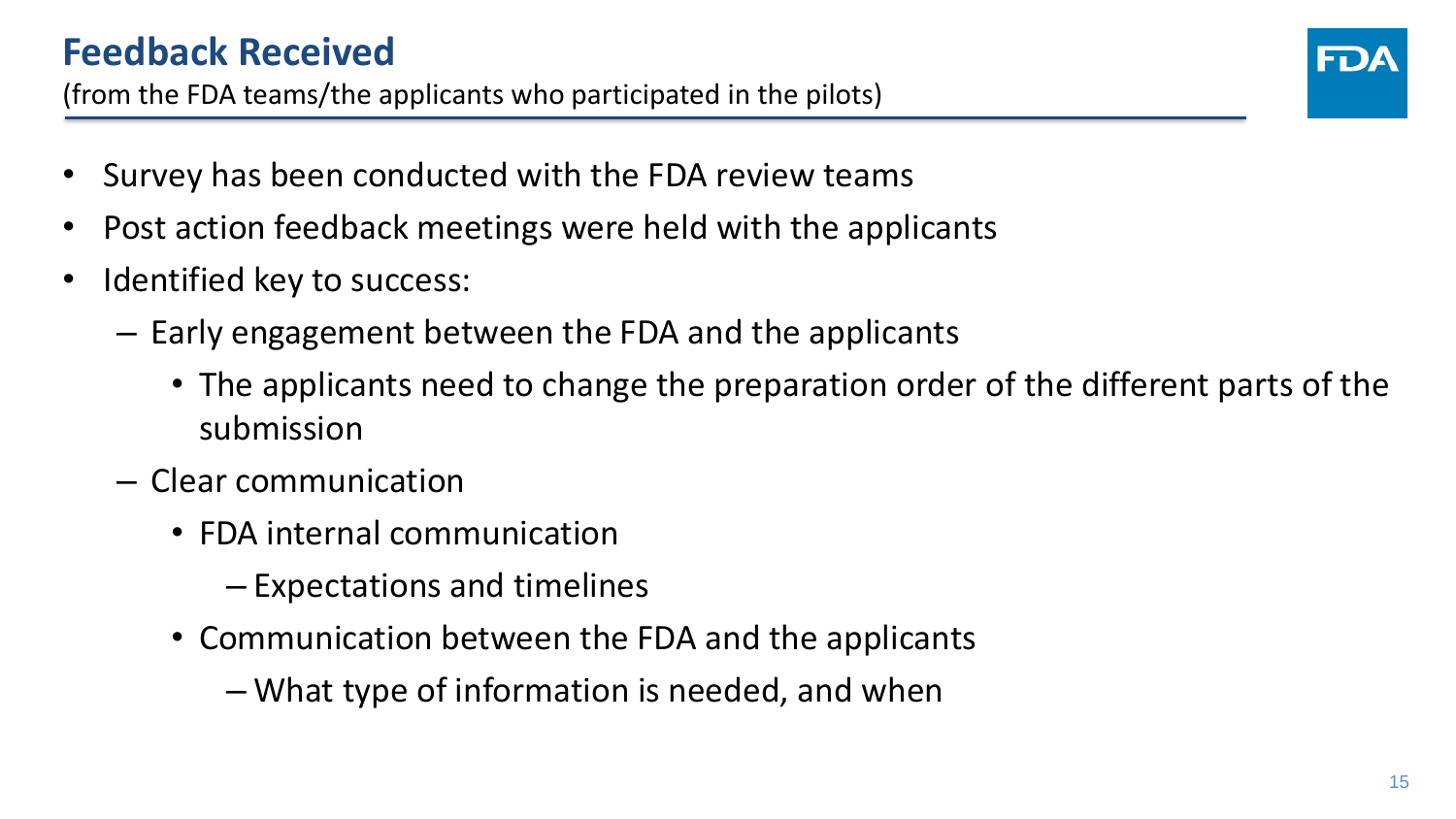## Feedback Received

(from the FDA teams/the applicants who participated in the pilots)

- Survey has been conducted with the FDA review teams
- Post action feedback meetings were held with the applicants
- Identified key to success:
  - Early engagement between the FDA and the applicants
    - The applicants need to change the preparation order of the different parts of the submission
  - Clear communication
    - FDA internal communication
      - Expectations and timelines
    - Communication between the FDA and the applicants
      - What type of information is needed, and when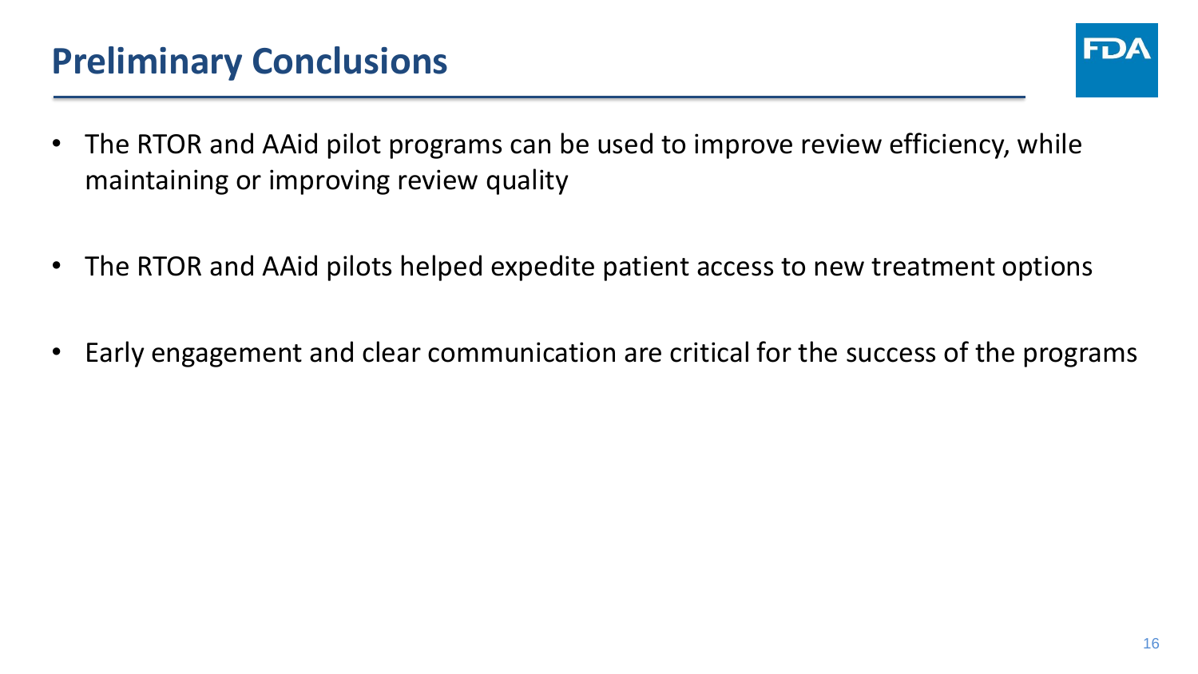# Preliminary Conclusions

- The RTOR and AAid pilot programs can be used to improve review efficiency, while maintaining or improving review quality
- The RTOR and AAid pilots helped expedite patient access to new treatment options
- Early engagement and clear communication are critical for the success of the programs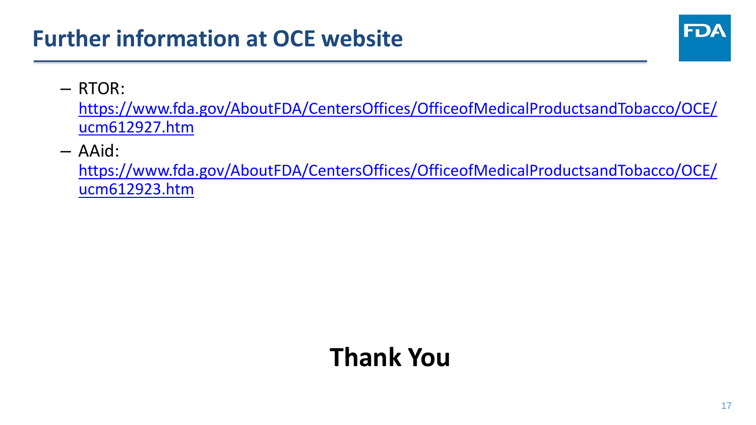# Further information at OCE website

- RTOR: https://www.fda.gov/AboutFDA/CentersOffices/OfficeofMedicalProductsandTobacco/OCE/ucm612927.htm
- AAid: https://www.fda.gov/AboutFDA/CentersOffices/OfficeofMedicalProductsandTobacco/OCE/ucm612923.htm

**Thank You**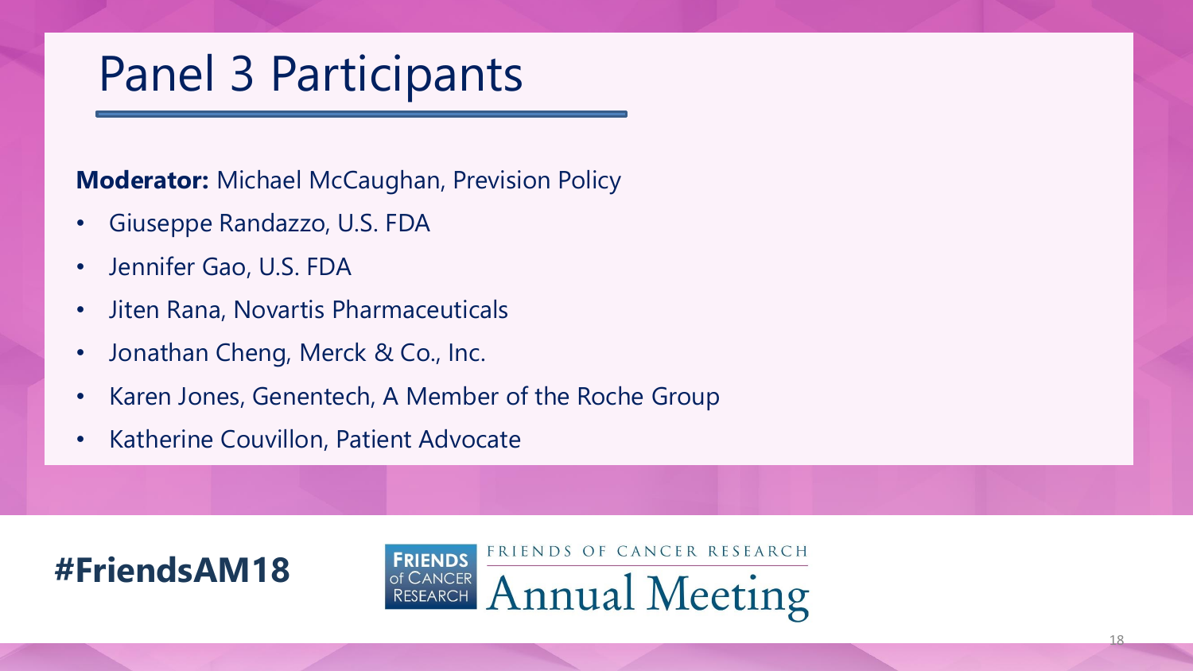# Panel 3 Participants

**Moderator:** Michael McCaughan, Prevision Policy

- Giuseppe Randazzo, U.S. FDA
- Jennifer Gao, U.S. FDA
- Jiten Rana, Novartis Pharmaceuticals
- Jonathan Cheng, Merck & Co., Inc.
- Karen Jones, Genentech, A Member of the Roche Group
- Katherine Couvillon, Patient Advocate

#FriendsAM18

FRIENDS of CANCER RESEARCH

FRIENDS OF CANCER RESEARCH Annual Meeting